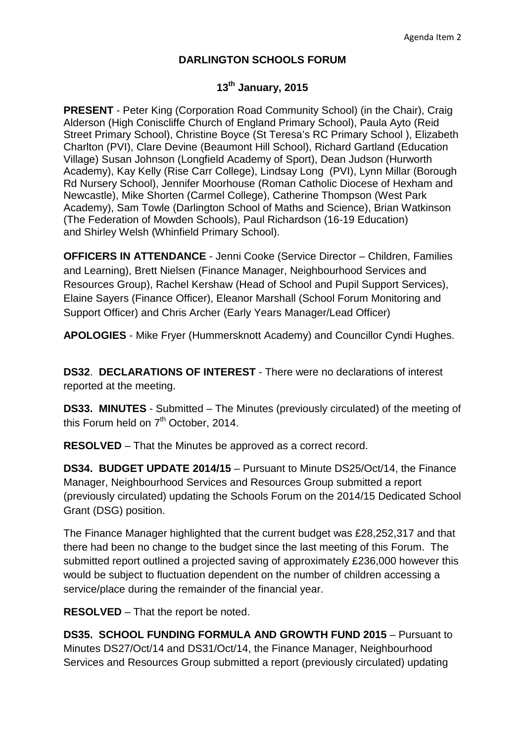Agenda Item 2

# DARLINGTON SCHOOLS FORUM

## 13th January, 2015

**PRESENT** - Peter King (Corporation Road Community School) (in the Chair), Craig Alderson (High Coniscliffe Church of England Primary School), Paula Ayto (Reid Street Primary School), Christine Boyce (St Teresa's RC Primary School ), Elizabeth Charlton (PVI), Clare Devine (Beaumont Hill School), Richard Gartland (Education Village) Susan Johnson (Longfield Academy of Sport), Dean Judson (Hurworth Academy), Kay Kelly (Rise Carr College), Lindsay Long (PVI), Lynn Millar (Borough Rd Nursery School), Jennifer Moorhouse (Roman Catholic Diocese of Hexham and Newcastle), Mike Shorten (Carmel College), Catherine Thompson (West Park Academy), Sam Towle (Darlington School of Maths and Science), Brian Watkinson (The Federation of Mowden Schools), Paul Richardson (16-19 Education) and Shirley Welsh (Whinfield Primary School).

**OFFICERS IN ATTENDANCE** - Jenni Cooke (Service Director – Children, Families and Learning), Brett Nielsen (Finance Manager, Neighbourhood Services and Resources Group), Rachel Kershaw (Head of School and Pupil Support Services), Elaine Sayers (Finance Officer), Eleanor Marshall (School Forum Monitoring and Support Officer) and Chris Archer (Early Years Manager/Lead Officer)

**APOLOGIES** - Mike Fryer (Hummersknott Academy) and Councillor Cyndi Hughes.

**DS32**. **DECLARATIONS OF INTEREST** - There were no declarations of interest reported at the meeting.

**DS33. MINUTES** - Submitted – The Minutes (previously circulated) of the meeting of this Forum held on 7th October, 2014.

**RESOLVED** – That the Minutes be approved as a correct record.

**DS34. BUDGET UPDATE 2014/15** – Pursuant to Minute DS25/Oct/14, the Finance Manager, Neighbourhood Services and Resources Group submitted a report (previously circulated) updating the Schools Forum on the 2014/15 Dedicated School Grant (DSG) position.

The Finance Manager highlighted that the current budget was £28,252,317 and that there had been no change to the budget since the last meeting of this Forum. The submitted report outlined a projected saving of approximately £236,000 however this would be subject to fluctuation dependent on the number of children accessing a service/place during the remainder of the financial year.

**RESOLVED** – That the report be noted.

**DS35. SCHOOL FUNDING FORMULA AND GROWTH FUND 2015** – Pursuant to Minutes DS27/Oct/14 and DS31/Oct/14, the Finance Manager, Neighbourhood Services and Resources Group submitted a report (previously circulated) updating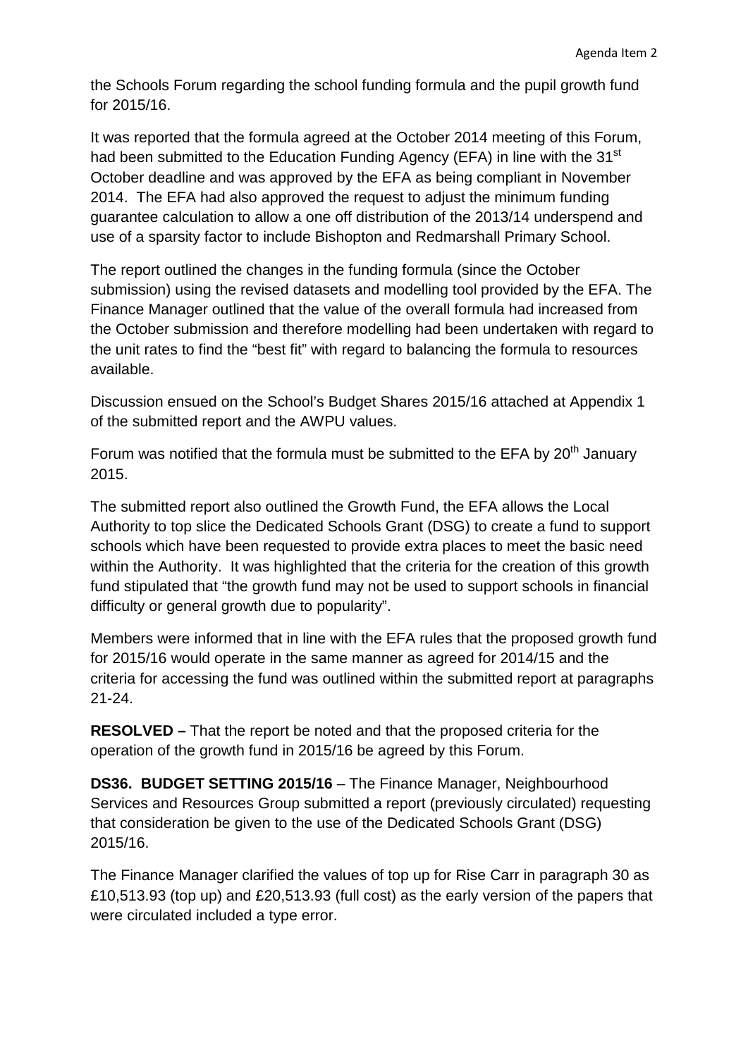the Schools Forum regarding the school funding formula and the pupil growth fund for 2015/16.

It was reported that the formula agreed at the October 2014 meeting of this Forum, had been submitted to the Education Funding Agency (EFA) in line with the 31st October deadline and was approved by the EFA as being compliant in November 2014. The EFA had also approved the request to adjust the minimum funding guarantee calculation to allow a one off distribution of the 2013/14 underspend and use of a sparsity factor to include Bishopton and Redmarshall Primary School.

The report outlined the changes in the funding formula (since the October submission) using the revised datasets and modelling tool provided by the EFA. The Finance Manager outlined that the value of the overall formula had increased from the October submission and therefore modelling had been undertaken with regard to the unit rates to find the "best fit" with regard to balancing the formula to resources available.

Discussion ensued on the School's Budget Shares 2015/16 attached at Appendix 1 of the submitted report and the AWPU values.

Forum was notified that the formula must be submitted to the EFA by 20th January 2015.

The submitted report also outlined the Growth Fund, the EFA allows the Local Authority to top slice the Dedicated Schools Grant (DSG) to create a fund to support schools which have been requested to provide extra places to meet the basic need within the Authority. It was highlighted that the criteria for the creation of this growth fund stipulated that "the growth fund may not be used to support schools in financial difficulty or general growth due to popularity".

Members were informed that in line with the EFA rules that the proposed growth fund for 2015/16 would operate in the same manner as agreed for 2014/15 and the criteria for accessing the fund was outlined within the submitted report at paragraphs 21-24.

**RESOLVED –** That the report be noted and that the proposed criteria for the operation of the growth fund in 2015/16 be agreed by this Forum.

**DS36. BUDGET SETTING 2015/16** – The Finance Manager, Neighbourhood Services and Resources Group submitted a report (previously circulated) requesting that consideration be given to the use of the Dedicated Schools Grant (DSG) 2015/16.

The Finance Manager clarified the values of top up for Rise Carr in paragraph 30 as £10,513.93 (top up) and £20,513.93 (full cost) as the early version of the papers that were circulated included a type error.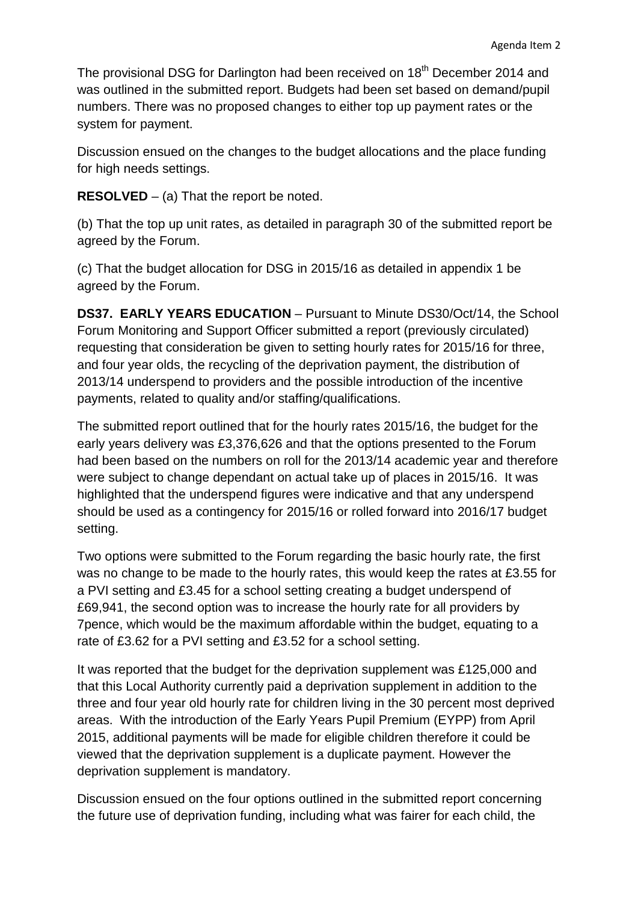The provisional DSG for Darlington had been received on 18th December 2014 and was outlined in the submitted report. Budgets had been set based on demand/pupil numbers. There was no proposed changes to either top up payment rates or the system for payment.

Discussion ensued on the changes to the budget allocations and the place funding for high needs settings.

**RESOLVED** – (a) That the report be noted.

(b) That the top up unit rates, as detailed in paragraph 30 of the submitted report be agreed by the Forum.

(c) That the budget allocation for DSG in 2015/16 as detailed in appendix 1 be agreed by the Forum.

**DS37. EARLY YEARS EDUCATION** – Pursuant to Minute DS30/Oct/14, the School Forum Monitoring and Support Officer submitted a report (previously circulated) requesting that consideration be given to setting hourly rates for 2015/16 for three, and four year olds, the recycling of the deprivation payment, the distribution of 2013/14 underspend to providers and the possible introduction of the incentive payments, related to quality and/or staffing/qualifications.

The submitted report outlined that for the hourly rates 2015/16, the budget for the early years delivery was £3,376,626 and that the options presented to the Forum had been based on the numbers on roll for the 2013/14 academic year and therefore were subject to change dependant on actual take up of places in 2015/16. It was highlighted that the underspend figures were indicative and that any underspend should be used as a contingency for 2015/16 or rolled forward into 2016/17 budget setting.

Two options were submitted to the Forum regarding the basic hourly rate, the first was no change to be made to the hourly rates, this would keep the rates at £3.55 for a PVI setting and £3.45 for a school setting creating a budget underspend of £69,941, the second option was to increase the hourly rate for all providers by 7pence, which would be the maximum affordable within the budget, equating to a rate of £3.62 for a PVI setting and £3.52 for a school setting.

It was reported that the budget for the deprivation supplement was £125,000 and that this Local Authority currently paid a deprivation supplement in addition to the three and four year old hourly rate for children living in the 30 percent most deprived areas. With the introduction of the Early Years Pupil Premium (EYPP) from April 2015, additional payments will be made for eligible children therefore it could be viewed that the deprivation supplement is a duplicate payment. However the deprivation supplement is mandatory.

Discussion ensued on the four options outlined in the submitted report concerning the future use of deprivation funding, including what was fairer for each child, the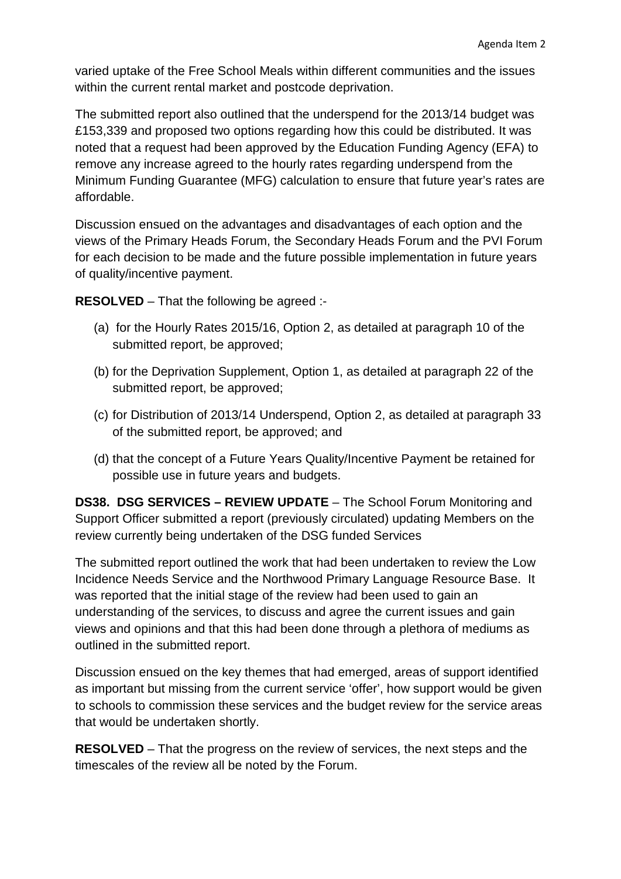varied uptake of the Free School Meals within different communities and the issues within the current rental market and postcode deprivation.

The submitted report also outlined that the underspend for the 2013/14 budget was £153,339 and proposed two options regarding how this could be distributed. It was noted that a request had been approved by the Education Funding Agency (EFA) to remove any increase agreed to the hourly rates regarding underspend from the Minimum Funding Guarantee (MFG) calculation to ensure that future year's rates are affordable.

Discussion ensued on the advantages and disadvantages of each option and the views of the Primary Heads Forum, the Secondary Heads Forum and the PVI Forum for each decision to be made and the future possible implementation in future years of quality/incentive payment.

**RESOLVED** – That the following be agreed :-

(a) for the Hourly Rates 2015/16, Option 2, as detailed at paragraph 10 of the submitted report, be approved;

(b) for the Deprivation Supplement, Option 1, as detailed at paragraph 22 of the submitted report, be approved;

(c) for Distribution of 2013/14 Underspend, Option 2, as detailed at paragraph 33 of the submitted report, be approved; and

(d) that the concept of a Future Years Quality/Incentive Payment be retained for possible use in future years and budgets.

**DS38. DSG SERVICES – REVIEW UPDATE** – The School Forum Monitoring and Support Officer submitted a report (previously circulated) updating Members on the review currently being undertaken of the DSG funded Services

The submitted report outlined the work that had been undertaken to review the Low Incidence Needs Service and the Northwood Primary Language Resource Base. It was reported that the initial stage of the review had been used to gain an understanding of the services, to discuss and agree the current issues and gain views and opinions and that this had been done through a plethora of mediums as outlined in the submitted report.

Discussion ensued on the key themes that had emerged, areas of support identified as important but missing from the current service 'offer', how support would be given to schools to commission these services and the budget review for the service areas that would be undertaken shortly.

**RESOLVED** – That the progress on the review of services, the next steps and the timescales of the review all be noted by the Forum.